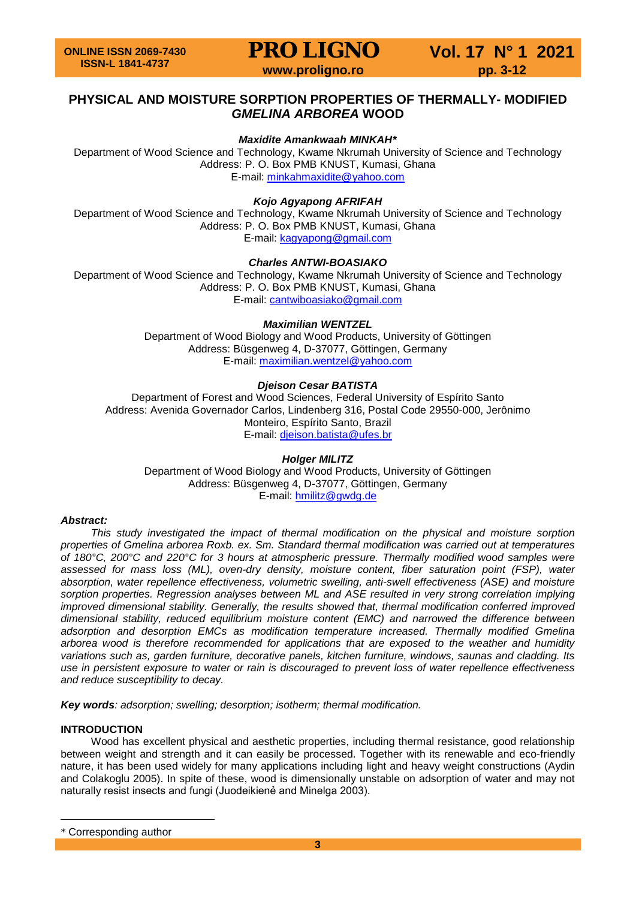# PHYSICAL AND MOISTURE SORPTION PROPERTIES OF THERMALLY- MODIFIED *GMELINA ARBOREA* WOOD

***Maxidite Amankwaah MINKAH****

Department of Wood Science and Technology, Kwame Nkrumah University of Science and Technology
Address: P. O. Box PMB KNUST, Kumasi, Ghana
E-mail: minkahmaxidite@yahoo.com

***Kojo Agyapong AFRIFAH***

Department of Wood Science and Technology, Kwame Nkrumah University of Science and Technology
Address: P. O. Box PMB KNUST, Kumasi, Ghana
E-mail: kagyapong@gmail.com

***Charles ANTWI-BOASIAKO***

Department of Wood Science and Technology, Kwame Nkrumah University of Science and Technology
Address: P. O. Box PMB KNUST, Kumasi, Ghana
E-mail: cantwiboasiako@gmail.com

***Maximilian WENTZEL***

Department of Wood Biology and Wood Products, University of Göttingen
Address: Büsgenweg 4, D-37077, Göttingen, Germany
E-mail: maximilian.wentzel@yahoo.com

***Djeison Cesar BATISTA***

Department of Forest and Wood Sciences, Federal University of Espírito Santo
Address: Avenida Governador Carlos, Lindenberg 316, Postal Code 29550-000, Jerônimo Monteiro, Espírito Santo, Brazil
E-mail: djeison.batista@ufes.br

***Holger MILITZ***

Department of Wood Biology and Wood Products, University of Göttingen
Address: Büsgenweg 4, D-37077, Göttingen, Germany
E-mail: hmilitz@gwdg.de

***Abstract:***

*This study investigated the impact of thermal modification on the physical and moisture sorption properties of Gmelina arborea Roxb. ex. Sm. Standard thermal modification was carried out at temperatures of 180°C, 200°C and 220°C for 3 hours at atmospheric pressure. Thermally modified wood samples were assessed for mass loss (ML), oven-dry density, moisture content, fiber saturation point (FSP), water absorption, water repellence effectiveness, volumetric swelling, anti-swell effectiveness (ASE) and moisture sorption properties. Regression analyses between ML and ASE resulted in very strong correlation implying improved dimensional stability. Generally, the results showed that, thermal modification conferred improved dimensional stability, reduced equilibrium moisture content (EMC) and narrowed the difference between adsorption and desorption EMCs as modification temperature increased. Thermally modified Gmelina arborea wood is therefore recommended for applications that are exposed to the weather and humidity variations such as, garden furniture, decorative panels, kitchen furniture, windows, saunas and cladding. Its use in persistent exposure to water or rain is discouraged to prevent loss of water repellence effectiveness and reduce susceptibility to decay.*

***Key words****: adsorption; swelling; desorption; isotherm; thermal modification.*

## INTRODUCTION

Wood has excellent physical and aesthetic properties, including thermal resistance, good relationship between weight and strength and it can easily be processed. Together with its renewable and eco-friendly nature, it has been used widely for many applications including light and heavy weight constructions (Aydin and Colakoglu 2005). In spite of these, wood is dimensionally unstable on adsorption of water and may not naturally resist insects and fungi (Juodeikienė and Minelga 2003).

---

\* Corresponding author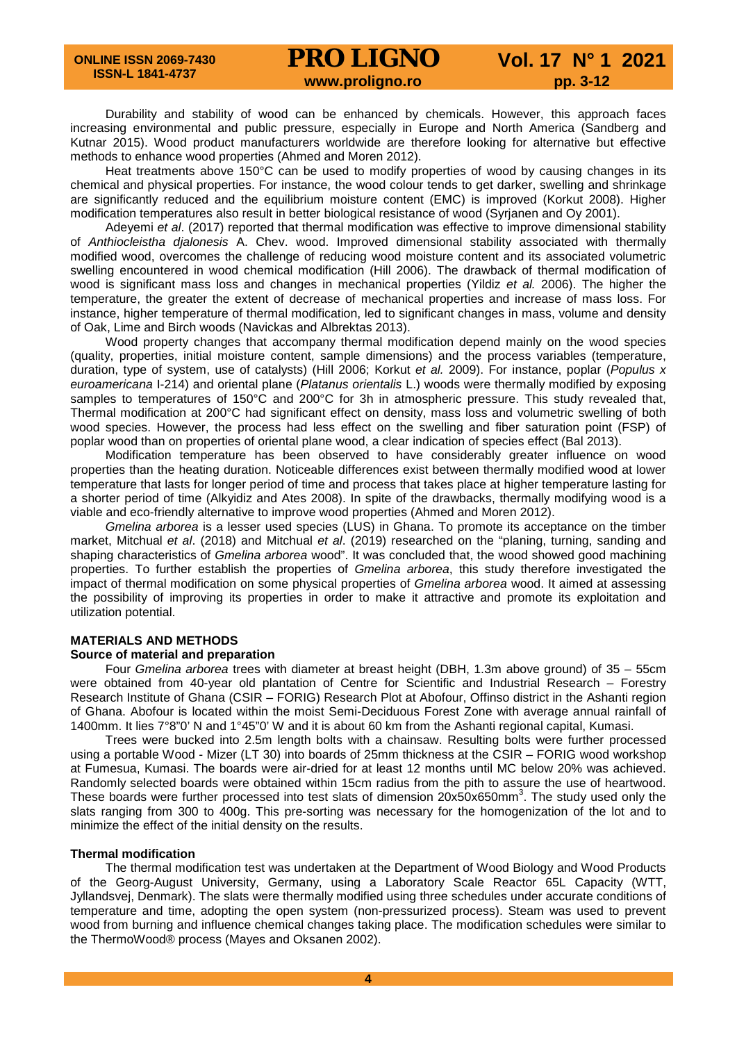Durability and stability of wood can be enhanced by chemicals. However, this approach faces increasing environmental and public pressure, especially in Europe and North America (Sandberg and Kutnar 2015). Wood product manufacturers worldwide are therefore looking for alternative but effective methods to enhance wood properties (Ahmed and Moren 2012).

Heat treatments above 150°C can be used to modify properties of wood by causing changes in its chemical and physical properties. For instance, the wood colour tends to get darker, swelling and shrinkage are significantly reduced and the equilibrium moisture content (EMC) is improved (Korkut 2008). Higher modification temperatures also result in better biological resistance of wood (Syrjanen and Oy 2001).

Adeyemi *et al*. (2017) reported that thermal modification was effective to improve dimensional stability of *Anthiocleistha djalonesis* A. Chev. wood. Improved dimensional stability associated with thermally modified wood, overcomes the challenge of reducing wood moisture content and its associated volumetric swelling encountered in wood chemical modification (Hill 2006). The drawback of thermal modification of wood is significant mass loss and changes in mechanical properties (Yildiz *et al.* 2006). The higher the temperature, the greater the extent of decrease of mechanical properties and increase of mass loss. For instance, higher temperature of thermal modification, led to significant changes in mass, volume and density of Oak, Lime and Birch woods (Navickas and Albrektas 2013).

Wood property changes that accompany thermal modification depend mainly on the wood species (quality, properties, initial moisture content, sample dimensions) and the process variables (temperature, duration, type of system, use of catalysts) (Hill 2006; Korkut *et al.* 2009). For instance, poplar (*Populus x euroamericana* I-214) and oriental plane (*Platanus orientalis* L.) woods were thermally modified by exposing samples to temperatures of 150°C and 200°C for 3h in atmospheric pressure. This study revealed that, Thermal modification at 200°C had significant effect on density, mass loss and volumetric swelling of both wood species. However, the process had less effect on the swelling and fiber saturation point (FSP) of poplar wood than on properties of oriental plane wood, a clear indication of species effect (Bal 2013).

Modification temperature has been observed to have considerably greater influence on wood properties than the heating duration. Noticeable differences exist between thermally modified wood at lower temperature that lasts for longer period of time and process that takes place at higher temperature lasting for a shorter period of time (Alkyidiz and Ates 2008). In spite of the drawbacks, thermally modifying wood is a viable and eco-friendly alternative to improve wood properties (Ahmed and Moren 2012).

*Gmelina arborea* is a lesser used species (LUS) in Ghana. To promote its acceptance on the timber market, Mitchual *et al*. (2018) and Mitchual *et al*. (2019) researched on the "planing, turning, sanding and shaping characteristics of *Gmelina arborea* wood". It was concluded that, the wood showed good machining properties. To further establish the properties of *Gmelina arborea*, this study therefore investigated the impact of thermal modification on some physical properties of *Gmelina arborea* wood. It aimed at assessing the possibility of improving its properties in order to make it attractive and promote its exploitation and utilization potential.

## MATERIALS AND METHODS

### Source of material and preparation

Four *Gmelina arborea* trees with diameter at breast height (DBH, 1.3m above ground) of 35 – 55cm were obtained from 40-year old plantation of Centre for Scientific and Industrial Research – Forestry Research Institute of Ghana (CSIR – FORIG) Research Plot at Abofour, Offinso district in the Ashanti region of Ghana. Abofour is located within the moist Semi-Deciduous Forest Zone with average annual rainfall of 1400mm. It lies 7°8"0' N and 1°45"0' W and it is about 60 km from the Ashanti regional capital, Kumasi.

Trees were bucked into 2.5m length bolts with a chainsaw. Resulting bolts were further processed using a portable Wood - Mizer (LT 30) into boards of 25mm thickness at the CSIR – FORIG wood workshop at Fumesua, Kumasi. The boards were air-dried for at least 12 months until MC below 20% was achieved. Randomly selected boards were obtained within 15cm radius from the pith to assure the use of heartwood. These boards were further processed into test slats of dimension 20x50x650mm$^3$. The study used only the slats ranging from 300 to 400g. This pre-sorting was necessary for the homogenization of the lot and to minimize the effect of the initial density on the results.

### Thermal modification

The thermal modification test was undertaken at the Department of Wood Biology and Wood Products of the Georg-August University, Germany, using a Laboratory Scale Reactor 65L Capacity (WTT, Jyllandsvej, Denmark). The slats were thermally modified using three schedules under accurate conditions of temperature and time, adopting the open system (non-pressurized process). Steam was used to prevent wood from burning and influence chemical changes taking place. The modification schedules were similar to the ThermoWood® process (Mayes and Oksanen 2002).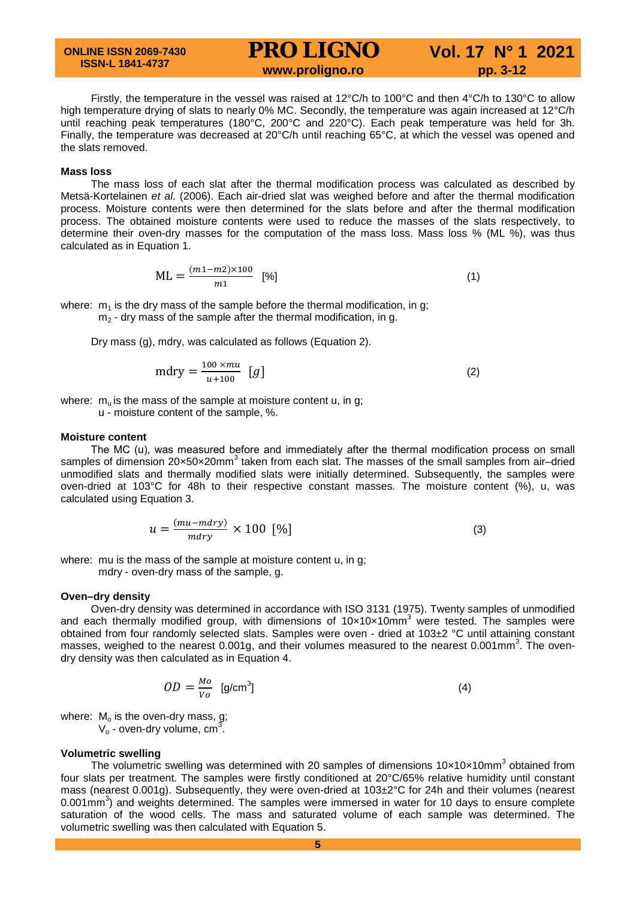Firstly, the temperature in the vessel was raised at 12°C/h to 100°C and then 4°C/h to 130°C to allow high temperature drying of slats to nearly 0% MC. Secondly, the temperature was again increased at 12°C/h until reaching peak temperatures (180°C, 200°C and 220°C). Each peak temperature was held for 3h. Finally, the temperature was decreased at 20°C/h until reaching 65°C, at which the vessel was opened and the slats removed.

**Mass loss**

The mass loss of each slat after the thermal modification process was calculated as described by Metsä-Kortelainen *et al*. (2006). Each air-dried slat was weighed before and after the thermal modification process. Moisture contents were then determined for the slats before and after the thermal modification process. The obtained moisture contents were used to reduce the masses of the slats respectively, to determine their oven-dry masses for the computation of the mass loss. Mass loss % (ML %), was thus calculated as in Equation 1.

$$\mathrm{ML} = \frac{(m1 - m2) \times 100}{m1} \quad [\%] \tag{1}$$

where: $m_1$ is the dry mass of the sample before the thermal modification, in g;
$m_2$ - dry mass of the sample after the thermal modification, in g.

Dry mass (g), mdry, was calculated as follows (Equation 2).

$$\mathrm{mdry} = \frac{100 \times mu}{u + 100} \quad [g] \tag{2}$$

where: $m_u$ is the mass of the sample at moisture content u, in g;
u - moisture content of the sample, %.

**Moisture content**

The MC (u), was measured before and immediately after the thermal modification process on small samples of dimension 20×50×20mm$^3$ taken from each slat. The masses of the small samples from air–dried unmodified slats and thermally modified slats were initially determined. Subsequently, the samples were oven-dried at 103°C for 48h to their respective constant masses. The moisture content (%), u, was calculated using Equation 3.

$$u = \frac{(mu - mdry)}{mdry} \times 100 \quad [\%] \tag{3}$$

where: mu is the mass of the sample at moisture content u, in g;
mdry - oven-dry mass of the sample, g.

**Oven–dry density**

Oven-dry density was determined in accordance with ISO 3131 (1975). Twenty samples of unmodified and each thermally modified group, with dimensions of 10×10×10mm$^3$ were tested. The samples were obtained from four randomly selected slats. Samples were oven - dried at 103±2 °C until attaining constant masses, weighed to the nearest 0.001g, and their volumes measured to the nearest 0.001mm$^3$. The oven-dry density was then calculated as in Equation 4.

$$OD = \frac{Mo}{Vo} \quad [\mathrm{g/cm^3}] \tag{4}$$

where: $M_o$ is the oven-dry mass, g;
$V_o$ - oven-dry volume, cm$^3$.

**Volumetric swelling**

The volumetric swelling was determined with 20 samples of dimensions 10×10×10mm$^3$ obtained from four slats per treatment. The samples were firstly conditioned at 20°C/65% relative humidity until constant mass (nearest 0.001g). Subsequently, they were oven-dried at 103±2°C for 24h and their volumes (nearest 0.001mm$^3$) and weights determined. The samples were immersed in water for 10 days to ensure complete saturation of the wood cells. The mass and saturated volume of each sample was determined. The volumetric swelling was then calculated with Equation 5.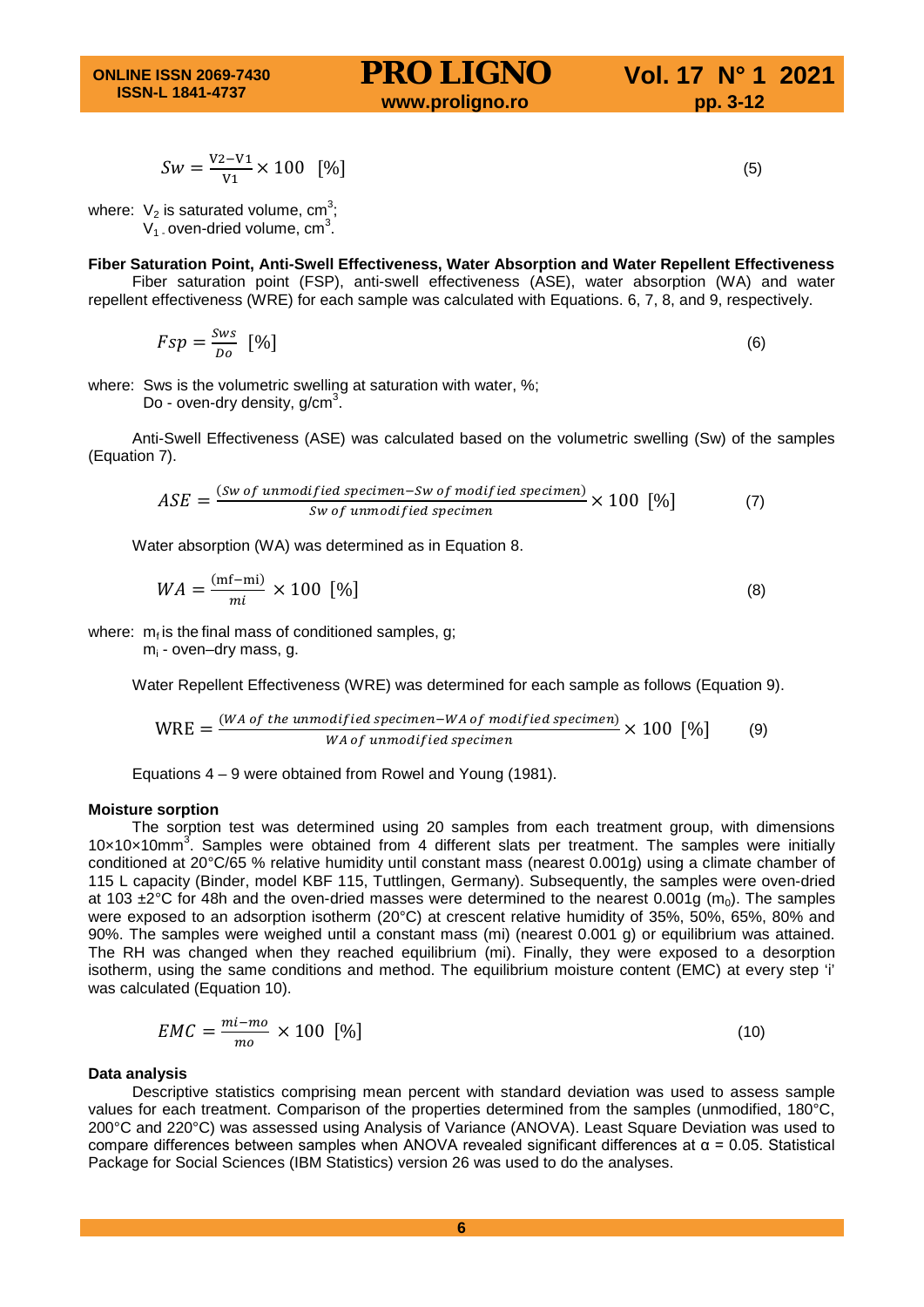$$Sw = \frac{V2 - V1}{V1} \times 100 \ \ [\%] \tag{5}$$

where: $V_2$ is saturated volume, $cm^3$;
$V_1$ - oven-dried volume, $cm^3$.

**Fiber Saturation Point, Anti-Swell Effectiveness, Water Absorption and Water Repellent Effectiveness**

Fiber saturation point (FSP), anti-swell effectiveness (ASE), water absorption (WA) and water repellent effectiveness (WRE) for each sample was calculated with Equations. 6, 7, 8, and 9, respectively.

$$Fsp = \frac{Sws}{Do} \ \ [\%] \tag{6}$$

where: Sws is the volumetric swelling at saturation with water, %;
Do - oven-dry density, $g/cm^3$.

Anti-Swell Effectiveness (ASE) was calculated based on the volumetric swelling (Sw) of the samples (Equation 7).

$$ASE = \frac{(Sw\ of\ unmodified\ specimen - Sw\ of\ modified\ specimen)}{Sw\ of\ unmodified\ specimen} \times 100 \ \ [\%] \tag{7}$$

Water absorption (WA) was determined as in Equation 8.

$$WA = \frac{(\mathrm{mf} - \mathrm{mi})}{mi} \times 100 \ \ [\%] \tag{8}$$

where: $m_f$ is the final mass of conditioned samples, g;
$m_i$ - oven–dry mass, g.

Water Repellent Effectiveness (WRE) was determined for each sample as follows (Equation 9).

$$\mathrm{WRE} = \frac{(WA\ of\ the\ unmodified\ specimen - WA\ of\ modified\ specimen)}{WA\ of\ unmodified\ specimen} \times 100 \ \ [\%] \tag{9}$$

Equations 4 – 9 were obtained from Rowel and Young (1981).

**Moisture sorption**

The sorption test was determined using 20 samples from each treatment group, with dimensions 10×10×10$mm^3$. Samples were obtained from 4 different slats per treatment. The samples were initially conditioned at 20°C/65 % relative humidity until constant mass (nearest 0.001g) using a climate chamber of 115 L capacity (Binder, model KBF 115, Tuttlingen, Germany). Subsequently, the samples were oven-dried at 103 ±2°C for 48h and the oven-dried masses were determined to the nearest 0.001g ($m_0$). The samples were exposed to an adsorption isotherm (20°C) at crescent relative humidity of 35%, 50%, 65%, 80% and 90%. The samples were weighed until a constant mass (mi) (nearest 0.001 g) or equilibrium was attained. The RH was changed when they reached equilibrium (mi). Finally, they were exposed to a desorption isotherm, using the same conditions and method. The equilibrium moisture content (EMC) at every step 'i' was calculated (Equation 10).

$$EMC = \frac{mi - mo}{mo} \times 100 \ \ [\%] \tag{10}$$

**Data analysis**

Descriptive statistics comprising mean percent with standard deviation was used to assess sample values for each treatment. Comparison of the properties determined from the samples (unmodified, 180°C, 200°C and 220°C) was assessed using Analysis of Variance (ANOVA). Least Square Deviation was used to compare differences between samples when ANOVA revealed significant differences at $\alpha = 0.05$. Statistical Package for Social Sciences (IBM Statistics) version 26 was used to do the analyses.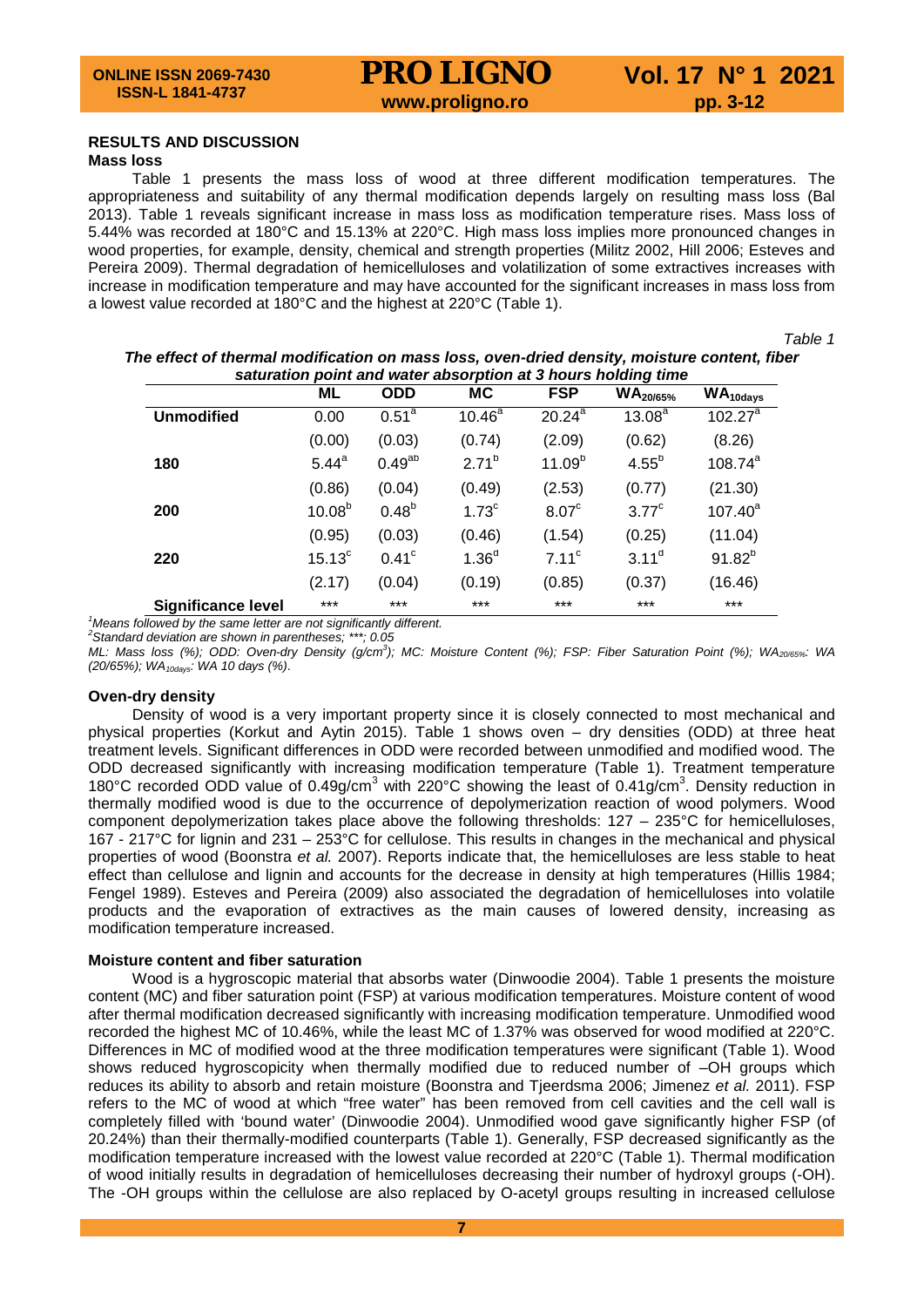## RESULTS AND DISCUSSION

### Mass loss

Table 1 presents the mass loss of wood at three different modification temperatures. The appropriateness and suitability of any thermal modification depends largely on resulting mass loss (Bal 2013). Table 1 reveals significant increase in mass loss as modification temperature rises. Mass loss of 5.44% was recorded at 180°C and 15.13% at 220°C. High mass loss implies more pronounced changes in wood properties, for example, density, chemical and strength properties (Militz 2002, Hill 2006; Esteves and Pereira 2009). Thermal degradation of hemicelluloses and volatilization of some extractives increases with increase in modification temperature and may have accounted for the significant increases in mass loss from a lowest value recorded at 180°C and the highest at 220°C (Table 1).

*Table 1*

***The effect of thermal modification on mass loss, oven-dried density, moisture content, fiber saturation point and water absorption at 3 hours holding time***

| | ML | ODD | MC | FSP | $WA_{20/65\%}$ | $WA_{10days}$ |
|---|---|---|---|---|---|---|
| **Unmodified** | 0.00 | $0.51^{a}$ | $10.46^{a}$ | $20.24^{a}$ | $13.08^{a}$ | $102.27^{a}$ |
| | (0.00) | (0.03) | (0.74) | (2.09) | (0.62) | (8.26) |
| **180** | $5.44^{a}$ | $0.49^{ab}$ | $2.71^{b}$ | $11.09^{b}$ | $4.55^{b}$ | $108.74^{a}$ |
| | (0.86) | (0.04) | (0.49) | (2.53) | (0.77) | (21.30) |
| **200** | $10.08^{b}$ | $0.48^{b}$ | $1.73^{c}$ | $8.07^{c}$ | $3.77^{c}$ | $107.40^{a}$ |
| | (0.95) | (0.03) | (0.46) | (1.54) | (0.25) | (11.04) |
| **220** | $15.13^{c}$ | $0.41^{c}$ | $1.36^{d}$ | $7.11^{c}$ | $3.11^{d}$ | $91.82^{b}$ |
| | (2.17) | (0.04) | (0.19) | (0.85) | (0.37) | (16.46) |
| **Significance level** | *** | *** | *** | *** | *** | *** |

[1]*Means followed by the same letter are not significantly different.*
[2]*Standard deviation are shown in parentheses; ***; 0.05*
*ML: Mass loss (%); ODD: Oven-dry Density (g/cm$^3$); MC: Moisture Content (%); FSP: Fiber Saturation Point (%); $WA_{20/65\%}$: WA (20/65%); $WA_{10days}$: WA 10 days (%).*

### Oven-dry density

Density of wood is a very important property since it is closely connected to most mechanical and physical properties (Korkut and Aytin 2015). Table 1 shows oven – dry densities (ODD) at three heat treatment levels. Significant differences in ODD were recorded between unmodified and modified wood. The ODD decreased significantly with increasing modification temperature (Table 1). Treatment temperature 180°C recorded ODD value of 0.49g/cm$^3$ with 220°C showing the least of 0.41g/cm$^3$. Density reduction in thermally modified wood is due to the occurrence of depolymerization reaction of wood polymers. Wood component depolymerization takes place above the following thresholds: 127 – 235°C for hemicelluloses, 167 - 217°C for lignin and 231 – 253°C for cellulose. This results in changes in the mechanical and physical properties of wood (Boonstra *et al.* 2007). Reports indicate that, the hemicelluloses are less stable to heat effect than cellulose and lignin and accounts for the decrease in density at high temperatures (Hillis 1984; Fengel 1989). Esteves and Pereira (2009) also associated the degradation of hemicelluloses into volatile products and the evaporation of extractives as the main causes of lowered density, increasing as modification temperature increased.

### Moisture content and fiber saturation

Wood is a hygroscopic material that absorbs water (Dinwoodie 2004). Table 1 presents the moisture content (MC) and fiber saturation point (FSP) at various modification temperatures. Moisture content of wood after thermal modification decreased significantly with increasing modification temperature. Unmodified wood recorded the highest MC of 10.46%, while the least MC of 1.37% was observed for wood modified at 220°C. Differences in MC of modified wood at the three modification temperatures were significant (Table 1). Wood shows reduced hygroscopicity when thermally modified due to reduced number of –OH groups which reduces its ability to absorb and retain moisture (Boonstra and Tjeerdsma 2006; Jimenez *et al.* 2011). FSP refers to the MC of wood at which "free water" has been removed from cell cavities and the cell wall is completely filled with 'bound water' (Dinwoodie 2004). Unmodified wood gave significantly higher FSP (of 20.24%) than their thermally-modified counterparts (Table 1). Generally, FSP decreased significantly as the modification temperature increased with the lowest value recorded at 220°C (Table 1). Thermal modification of wood initially results in degradation of hemicelluloses decreasing their number of hydroxyl groups (-OH). The -OH groups within the cellulose are also replaced by O-acetyl groups resulting in increased cellulose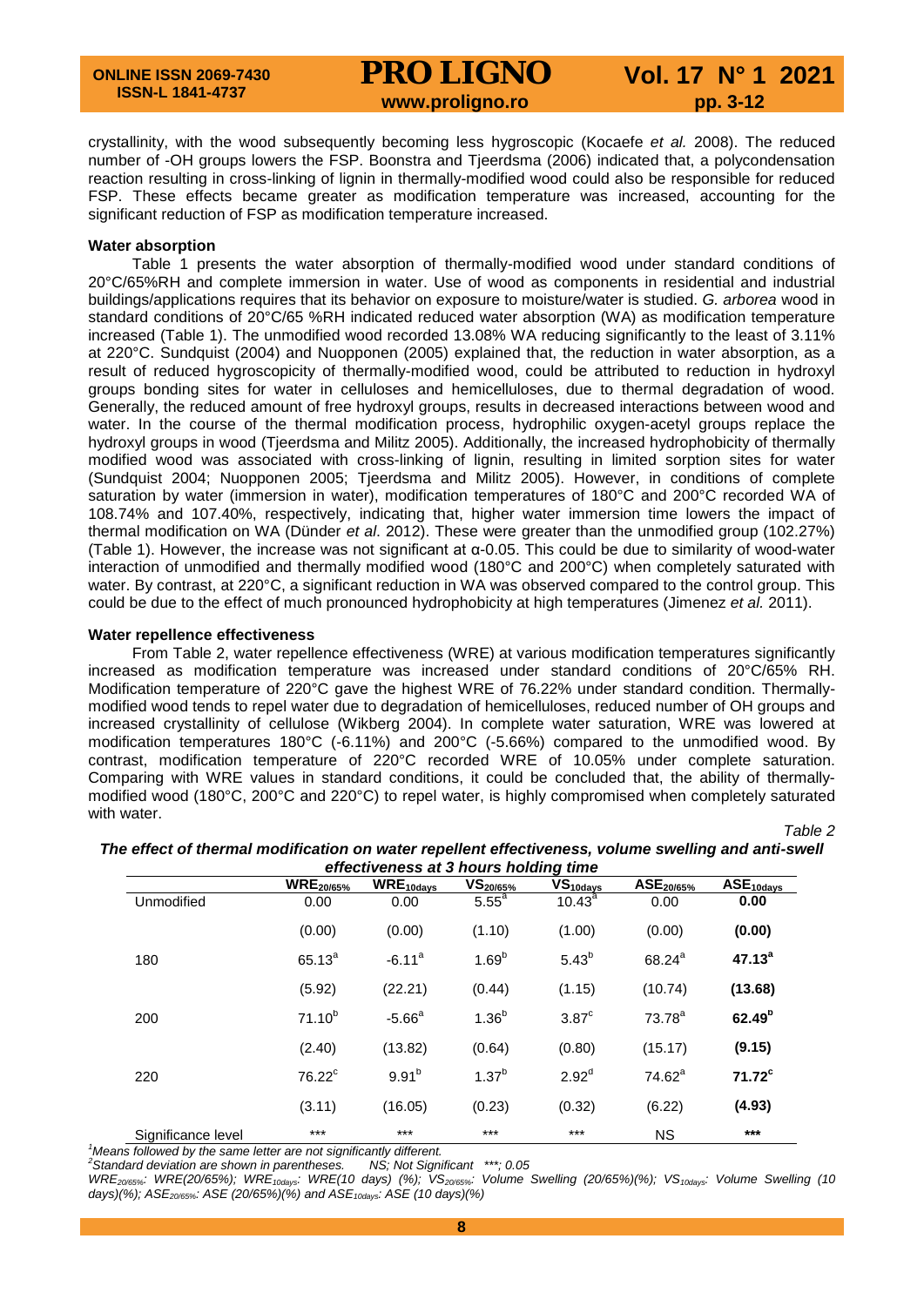crystallinity, with the wood subsequently becoming less hygroscopic (Kocaefe *et al.* 2008). The reduced number of -OH groups lowers the FSP. Boonstra and Tjeerdsma (2006) indicated that, a polycondensation reaction resulting in cross-linking of lignin in thermally-modified wood could also be responsible for reduced FSP. These effects became greater as modification temperature was increased, accounting for the significant reduction of FSP as modification temperature increased.

**Water absorption**

Table 1 presents the water absorption of thermally-modified wood under standard conditions of 20°C/65%RH and complete immersion in water. Use of wood as components in residential and industrial buildings/applications requires that its behavior on exposure to moisture/water is studied. *G. arborea* wood in standard conditions of 20°C/65 %RH indicated reduced water absorption (WA) as modification temperature increased (Table 1). The unmodified wood recorded 13.08% WA reducing significantly to the least of 3.11% at 220°C. Sundquist (2004) and Nuopponen (2005) explained that, the reduction in water absorption, as a result of reduced hygroscopicity of thermally-modified wood, could be attributed to reduction in hydroxyl groups bonding sites for water in celluloses and hemicelluloses, due to thermal degradation of wood. Generally, the reduced amount of free hydroxyl groups, results in decreased interactions between wood and water. In the course of the thermal modification process, hydrophilic oxygen-acetyl groups replace the hydroxyl groups in wood (Tjeerdsma and Militz 2005). Additionally, the increased hydrophobicity of thermally modified wood was associated with cross-linking of lignin, resulting in limited sorption sites for water (Sundquist 2004; Nuopponen 2005; Tjeerdsma and Militz 2005). However, in conditions of complete saturation by water (immersion in water), modification temperatures of 180°C and 200°C recorded WA of 108.74% and 107.40%, respectively, indicating that, higher water immersion time lowers the impact of thermal modification on WA (Dünder *et al*. 2012). These were greater than the unmodified group (102.27%) (Table 1). However, the increase was not significant at α-0.05. This could be due to similarity of wood-water interaction of unmodified and thermally modified wood (180°C and 200°C) when completely saturated with water. By contrast, at 220°C, a significant reduction in WA was observed compared to the control group. This could be due to the effect of much pronounced hydrophobicity at high temperatures (Jimenez *et al.* 2011).

**Water repellence effectiveness**

From Table 2, water repellence effectiveness (WRE) at various modification temperatures significantly increased as modification temperature was increased under standard conditions of 20°C/65% RH. Modification temperature of 220°C gave the highest WRE of 76.22% under standard condition. Thermally-modified wood tends to repel water due to degradation of hemicelluloses, reduced number of OH groups and increased crystallinity of cellulose (Wikberg 2004). In complete water saturation, WRE was lowered at modification temperatures 180°C (-6.11%) and 200°C (-5.66%) compared to the unmodified wood. By contrast, modification temperature of 220°C recorded WRE of 10.05% under complete saturation. Comparing with WRE values in standard conditions, it could be concluded that, the ability of thermally-modified wood (180°C, 200°C and 220°C) to repel water, is highly compromised when completely saturated with water.

*Table 2*

***The effect of thermal modification on water repellent effectiveness, volume swelling and anti-swell effectiveness at 3 hours holding time***

| | $WRE_{20/65\%}$ | $WRE_{10days}$ | $VS_{20/65\%}$ | $VS_{10days}$ | $ASE_{20/65\%}$ | $ASE_{10days}$ |
|---|---|---|---|---|---|---|
| Unmodified | 0.00 | 0.00 | $5.55^{a}$ | $10.43^{a}$ | 0.00 | **0.00** |
| | (0.00) | (0.00) | (1.10) | (1.00) | (0.00) | **(0.00)** |
| 180 | $65.13^{a}$ | $-6.11^{a}$ | $1.69^{b}$ | $5.43^{b}$ | $68.24^{a}$ | $\mathbf{47.13^{a}}$ |
| | (5.92) | (22.21) | (0.44) | (1.15) | (10.74) | **(13.68)** |
| 200 | $71.10^{b}$ | $-5.66^{a}$ | $1.36^{b}$ | $3.87^{c}$ | $73.78^{a}$ | $\mathbf{62.49^{b}}$ |
| | (2.40) | (13.82) | (0.64) | (0.80) | (15.17) | **(9.15)** |
| 220 | $76.22^{c}$ | $9.91^{b}$ | $1.37^{b}$ | $2.92^{d}$ | $74.62^{a}$ | $\mathbf{71.72^{c}}$ |
| | (3.11) | (16.05) | (0.23) | (0.32) | (6.22) | **(4.93)** |
| Significance level | *** | *** | *** | *** | NS | *** |

*[1]Means followed by the same letter are not significantly different.*
*[2]Standard deviation are shown in parentheses. NS; Not Significant ***; 0.05*
*$WRE_{20/65\%}$: WRE(20/65%); $WRE_{10days}$: WRE(10 days) (%); $VS_{20/65\%}$: Volume Swelling (20/65%)(%); $VS_{10days}$: Volume Swelling (10 days)(%); $ASE_{20/65\%}$: ASE (20/65%)(%) and $ASE_{10days}$: ASE (10 days)(%)*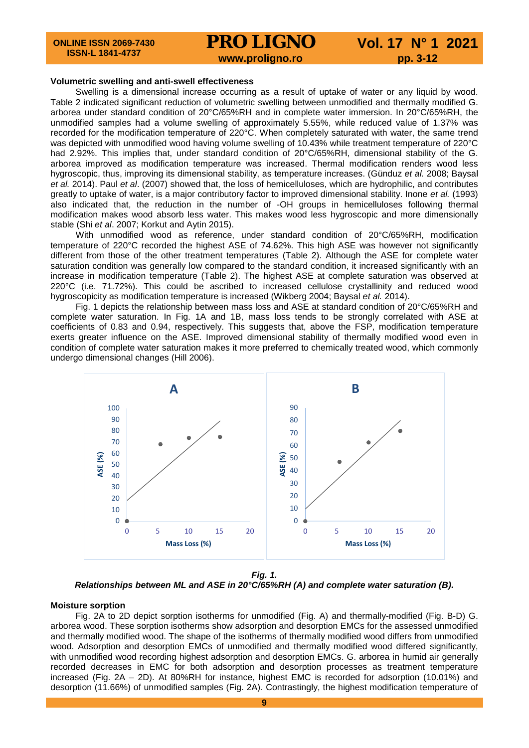### Volumetric swelling and anti-swell effectiveness

Swelling is a dimensional increase occurring as a result of uptake of water or any liquid by wood. Table 2 indicated significant reduction of volumetric swelling between unmodified and thermally modified G. arborea under standard condition of 20°C/65%RH and in complete water immersion. In 20°C/65%RH, the unmodified samples had a volume swelling of approximately 5.55%, while reduced value of 1.37% was recorded for the modification temperature of 220°C. When completely saturated with water, the same trend was depicted with unmodified wood having volume swelling of 10.43% while treatment temperature of 220°C had 2.92%. This implies that, under standard condition of 20°C/65%RH, dimensional stability of the G. arborea improved as modification temperature was increased. Thermal modification renders wood less hygroscopic, thus, improving its dimensional stability, as temperature increases. (Günduz *et al.* 2008; Baysal *et al.* 2014). Paul *et al*. (2007) showed that, the loss of hemicelluloses, which are hydrophilic, and contributes greatly to uptake of water, is a major contributory factor to improved dimensional stability. Inone *et al.* (1993) also indicated that, the reduction in the number of -OH groups in hemicelluloses following thermal modification makes wood absorb less water. This makes wood less hygroscopic and more dimensionally stable (Shi *et al*. 2007; Korkut and Aytin 2015).

With unmodified wood as reference, under standard condition of 20°C/65%RH, modification temperature of 220°C recorded the highest ASE of 74.62%. This high ASE was however not significantly different from those of the other treatment temperatures (Table 2). Although the ASE for complete water saturation condition was generally low compared to the standard condition, it increased significantly with an increase in modification temperature (Table 2). The highest ASE at complete saturation was observed at 220°C (i.e. 71.72%). This could be ascribed to increased cellulose crystallinity and reduced wood hygroscopicity as modification temperature is increased (Wikberg 2004; Baysal *et al.* 2014).

Fig. 1 depicts the relationship between mass loss and ASE at standard condition of 20°C/65%RH and complete water saturation. In Fig. 1A and 1B, mass loss tends to be strongly correlated with ASE at coefficients of 0.83 and 0.94, respectively. This suggests that, above the FSP, modification temperature exerts greater influence on the ASE. Improved dimensional stability of thermally modified wood even in condition of complete water saturation makes it more preferred to chemically treated wood, which commonly undergo dimensional changes (Hill 2006).

***Fig. 1.***
***Relationships between ML and ASE in 20°C/65%RH (A) and complete water saturation (B).***

### Moisture sorption

Fig. 2A to 2D depict sorption isotherms for unmodified (Fig. A) and thermally-modified (Fig. B-D) G. arborea wood. These sorption isotherms show adsorption and desorption EMCs for the assessed unmodified and thermally modified wood. The shape of the isotherms of thermally modified wood differs from unmodified wood. Adsorption and desorption EMCs of unmodified and thermally modified wood differed significantly, with unmodified wood recording highest adsorption and desorption EMCs. G. arborea in humid air generally recorded decreases in EMC for both adsorption and desorption processes as treatment temperature increased (Fig. 2A – 2D). At 80%RH for instance, highest EMC is recorded for adsorption (10.01%) and desorption (11.66%) of unmodified samples (Fig. 2A). Contrastingly, the highest modification temperature of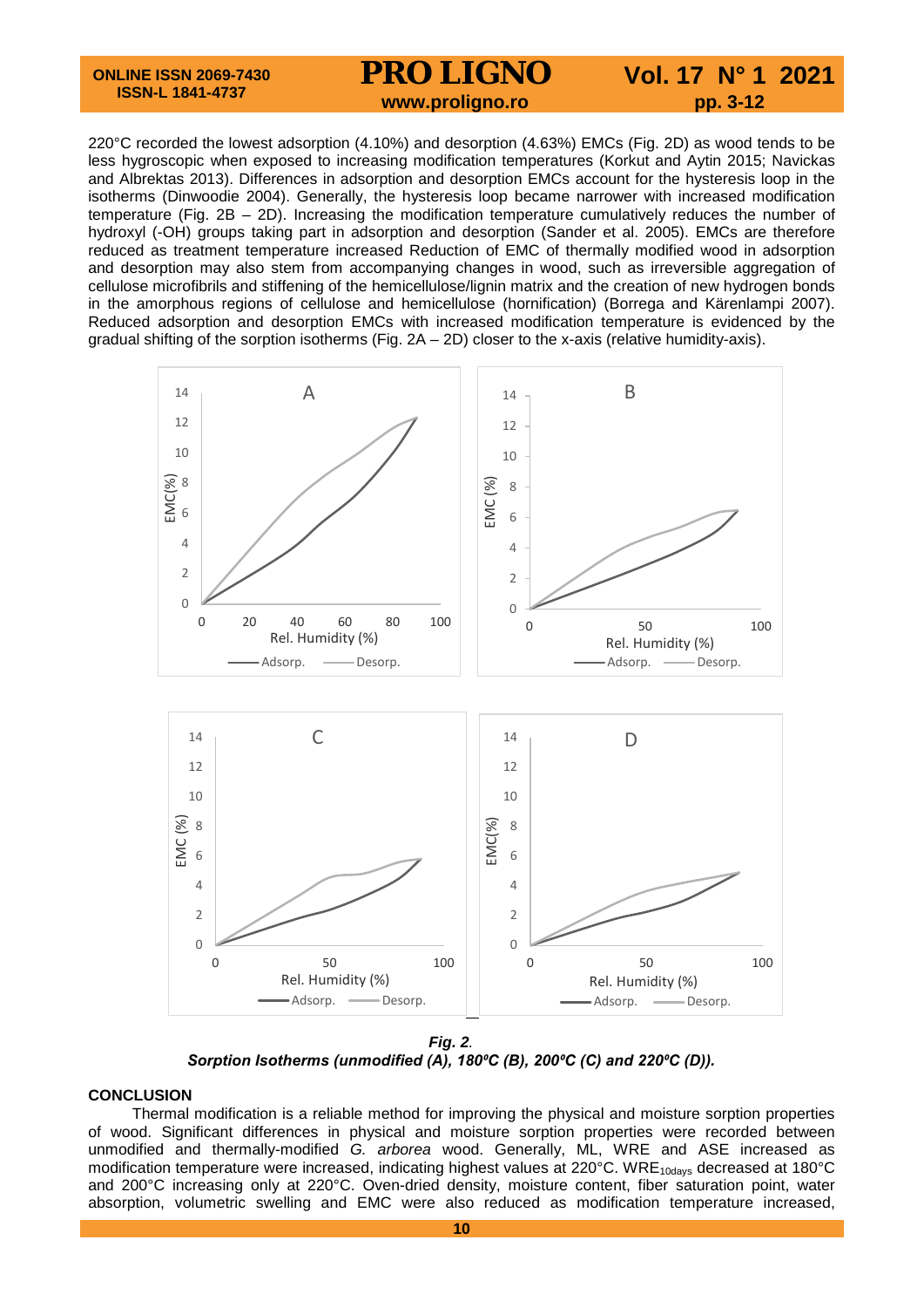220°C recorded the lowest adsorption (4.10%) and desorption (4.63%) EMCs (Fig. 2D) as wood tends to be less hygroscopic when exposed to increasing modification temperatures (Korkut and Aytin 2015; Navickas and Albrektas 2013). Differences in adsorption and desorption EMCs account for the hysteresis loop in the isotherms (Dinwoodie 2004). Generally, the hysteresis loop became narrower with increased modification temperature (Fig. 2B – 2D). Increasing the modification temperature cumulatively reduces the number of hydroxyl (-OH) groups taking part in adsorption and desorption (Sander et al. 2005). EMCs are therefore reduced as treatment temperature increased Reduction of EMC of thermally modified wood in adsorption and desorption may also stem from accompanying changes in wood, such as irreversible aggregation of cellulose microfibrils and stiffening of the hemicellulose/lignin matrix and the creation of new hydrogen bonds in the amorphous regions of cellulose and hemicellulose (hornification) (Borrega and Kärenlampi 2007). Reduced adsorption and desorption EMCs with increased modification temperature is evidenced by the gradual shifting of the sorption isotherms (Fig. 2A – 2D) closer to the x-axis (relative humidity-axis).

***Fig. 2.***
***Sorption Isotherms (unmodified (A), 180ºC (B), 200ºC (C) and 220ºC (D)).***

## CONCLUSION

Thermal modification is a reliable method for improving the physical and moisture sorption properties of wood. Significant differences in physical and moisture sorption properties were recorded between unmodified and thermally-modified *G. arborea* wood. Generally, ML, WRE and ASE increased as modification temperature were increased, indicating highest values at 220°C. $WRE_{10days}$ decreased at 180°C and 200°C increasing only at 220°C. Oven-dried density, moisture content, fiber saturation point, water absorption, volumetric swelling and EMC were also reduced as modification temperature increased,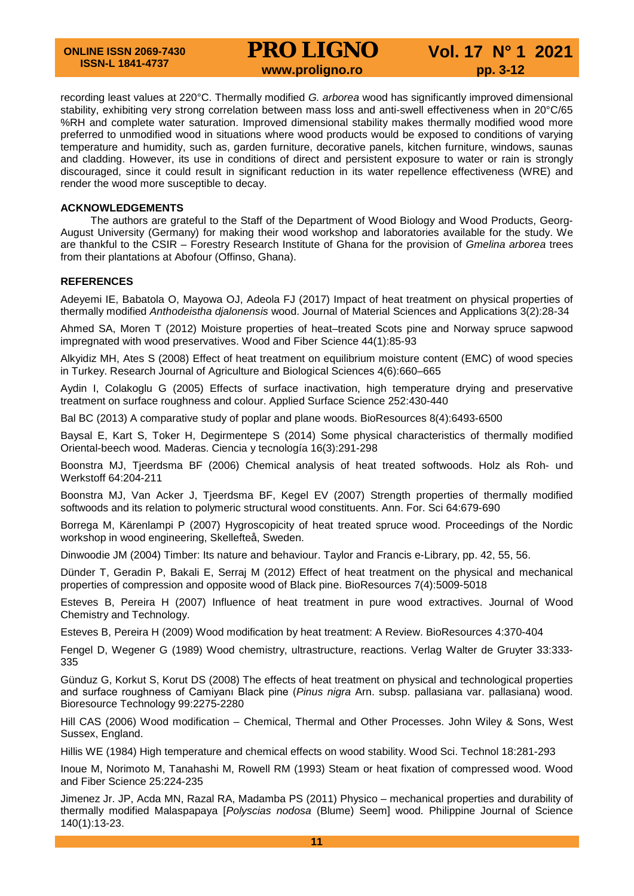recording least values at 220°C. Thermally modified *G. arborea* wood has significantly improved dimensional stability, exhibiting very strong correlation between mass loss and anti-swell effectiveness when in 20°C/65 %RH and complete water saturation. Improved dimensional stability makes thermally modified wood more preferred to unmodified wood in situations where wood products would be exposed to conditions of varying temperature and humidity, such as, garden furniture, decorative panels, kitchen furniture, windows, saunas and cladding. However, its use in conditions of direct and persistent exposure to water or rain is strongly discouraged, since it could result in significant reduction in its water repellence effectiveness (WRE) and render the wood more susceptible to decay.

## ACKNOWLEDGEMENTS

The authors are grateful to the Staff of the Department of Wood Biology and Wood Products, Georg-August University (Germany) for making their wood workshop and laboratories available for the study. We are thankful to the CSIR – Forestry Research Institute of Ghana for the provision of *Gmelina arborea* trees from their plantations at Abofour (Offinso, Ghana).

## REFERENCES

Adeyemi IE, Babatola O, Mayowa OJ, Adeola FJ (2017) Impact of heat treatment on physical properties of thermally modified *Anthodeistha djalonensis* wood. Journal of Material Sciences and Applications 3(2):28-34

Ahmed SA, Moren T (2012) Moisture properties of heat–treated Scots pine and Norway spruce sapwood impregnated with wood preservatives. Wood and Fiber Science 44(1):85-93

Alkyidiz MH, Ates S (2008) Effect of heat treatment on equilibrium moisture content (EMC) of wood species in Turkey. Research Journal of Agriculture and Biological Sciences 4(6):660–665

Aydin I, Colakoglu G (2005) Effects of surface inactivation, high temperature drying and preservative treatment on surface roughness and colour. Applied Surface Science 252:430-440

Bal BC (2013) A comparative study of poplar and plane woods. BioResources 8(4):6493-6500

Baysal E, Kart S, Toker H, Degirmentepe S (2014) Some physical characteristics of thermally modified Oriental-beech wood*.* Maderas. Ciencia y tecnología 16(3):291-298

Boonstra MJ, Tjeerdsma BF (2006) Chemical analysis of heat treated softwoods. Holz als Roh- und Werkstoff 64:204-211

Boonstra MJ, Van Acker J, Tjeerdsma BF, Kegel EV (2007) Strength properties of thermally modified softwoods and its relation to polymeric structural wood constituents. Ann. For. Sci 64:679-690

Borrega M, Kärenlampi P (2007) Hygroscopicity of heat treated spruce wood. Proceedings of the Nordic workshop in wood engineering, Skellefteå, Sweden.

Dinwoodie JM (2004) Timber: Its nature and behaviour. Taylor and Francis e-Library, pp. 42, 55, 56.

Dünder T, Geradin P, Bakali E, Serraj M (2012) Effect of heat treatment on the physical and mechanical properties of compression and opposite wood of Black pine. BioResources 7(4):5009-5018

Esteves B, Pereira H (2007) Influence of heat treatment in pure wood extractives. Journal of Wood Chemistry and Technology.

Esteves B, Pereira H (2009) Wood modification by heat treatment: A Review. BioResources 4:370-404

Fengel D, Wegener G (1989) Wood chemistry, ultrastructure, reactions. Verlag Walter de Gruyter 33:333-335

Günduz G, Korkut S, Korut DS (2008) The effects of heat treatment on physical and technological properties and surface roughness of Camiyanı Black pine (*Pinus nigra* Arn. subsp. pallasiana var. pallasiana) wood. Bioresource Technology 99:2275-2280

Hill CAS (2006) Wood modification – Chemical, Thermal and Other Processes. John Wiley & Sons, West Sussex, England.

Hillis WE (1984) High temperature and chemical effects on wood stability. Wood Sci. Technol 18:281-293

Inoue M, Norimoto M, Tanahashi M, Rowell RM (1993) Steam or heat fixation of compressed wood. Wood and Fiber Science 25:224-235

Jimenez Jr. JP, Acda MN, Razal RA, Madamba PS (2011) Physico – mechanical properties and durability of thermally modified Malaspapaya [*Polyscias nodosa* (Blume) Seem] wood. Philippine Journal of Science 140(1):13-23.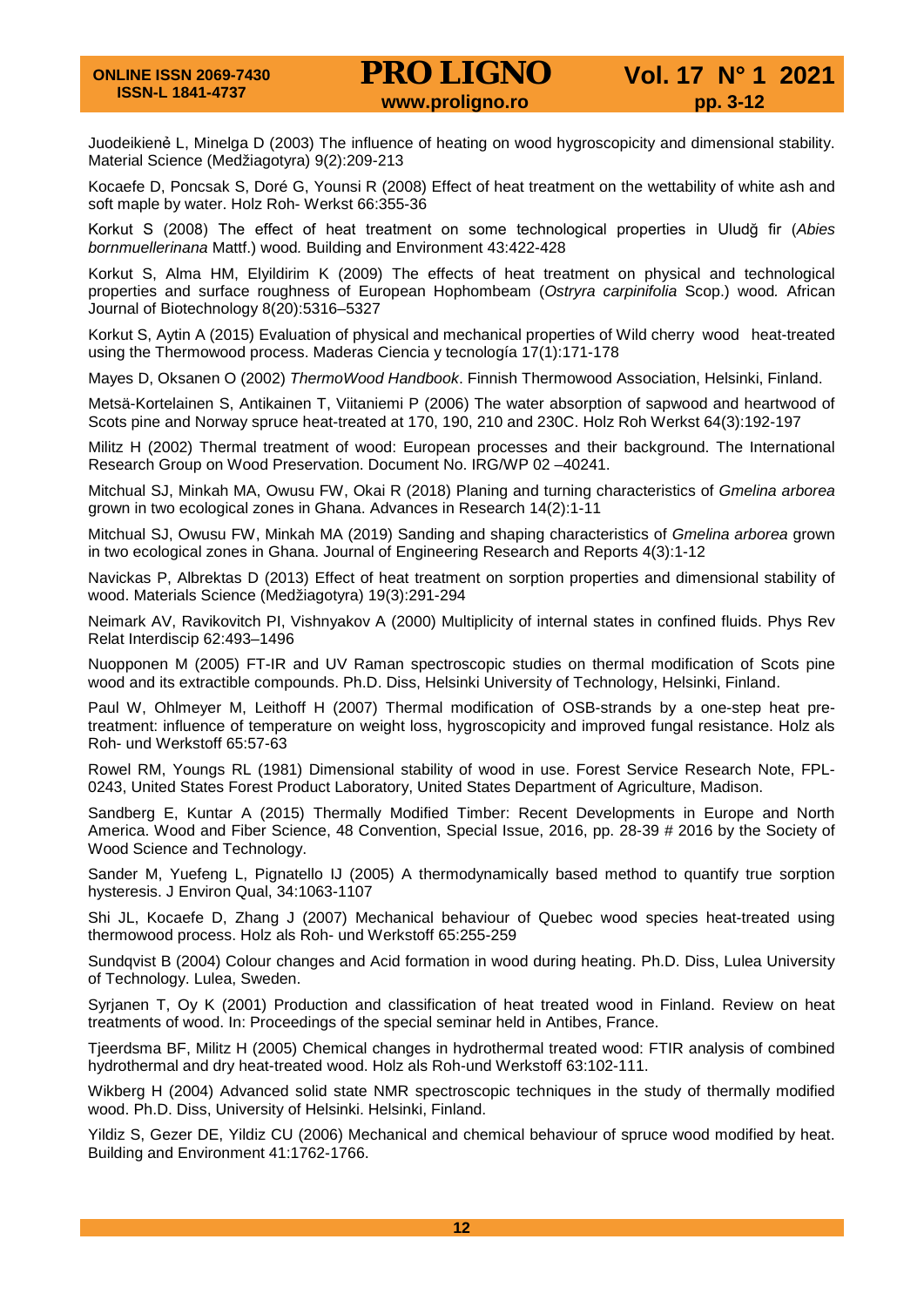Juodeikienė L, Minelga D (2003) The influence of heating on wood hygroscopicity and dimensional stability. Material Science (Medžiagotyra) 9(2):209-213

Kocaefe D, Poncsak S, Doré G, Younsi R (2008) Effect of heat treatment on the wettability of white ash and soft maple by water. Holz Roh- Werkst 66:355-36

Korkut S (2008) The effect of heat treatment on some technological properties in Uludğ fir (*Abies bornmuellerinana* Mattf.) wood*.* Building and Environment 43:422-428

Korkut S, Alma HM, Elyildirim K (2009) The effects of heat treatment on physical and technological properties and surface roughness of European Hophombeam (*Ostryra carpinifolia* Scop.) wood*.* African Journal of Biotechnology 8(20):5316–5327

Korkut S, Aytin A (2015) Evaluation of physical and mechanical properties of Wild cherry wood heat-treated using the Thermowood process. Maderas Ciencia y tecnología 17(1):171-178

Mayes D, Oksanen O (2002) *ThermoWood Handbook*. Finnish Thermowood Association, Helsinki, Finland.

Metsä-Kortelainen S, Antikainen T, Viitaniemi P (2006) The water absorption of sapwood and heartwood of Scots pine and Norway spruce heat-treated at 170, 190, 210 and 230C. Holz Roh Werkst 64(3):192-197

Militz H (2002) Thermal treatment of wood: European processes and their background. The International Research Group on Wood Preservation. Document No. IRG/WP 02 –40241.

Mitchual SJ, Minkah MA, Owusu FW, Okai R (2018) Planing and turning characteristics of *Gmelina arborea* grown in two ecological zones in Ghana. Advances in Research 14(2):1-11

Mitchual SJ, Owusu FW, Minkah MA (2019) Sanding and shaping characteristics of *Gmelina arborea* grown in two ecological zones in Ghana. Journal of Engineering Research and Reports 4(3):1-12

Navickas P, Albrektas D (2013) Effect of heat treatment on sorption properties and dimensional stability of wood. Materials Science (Medžiagotyra) 19(3):291-294

Neimark AV, Ravikovitch PI, Vishnyakov A (2000) Multiplicity of internal states in confined fluids. Phys Rev Relat Interdiscip 62:493–1496

Nuopponen M (2005) FT-IR and UV Raman spectroscopic studies on thermal modification of Scots pine wood and its extractible compounds. Ph.D. Diss, Helsinki University of Technology, Helsinki, Finland.

Paul W, Ohlmeyer M, Leithoff H (2007) Thermal modification of OSB-strands by a one-step heat pre-treatment: influence of temperature on weight loss, hygroscopicity and improved fungal resistance. Holz als Roh- und Werkstoff 65:57-63

Rowel RM, Youngs RL (1981) Dimensional stability of wood in use. Forest Service Research Note, FPL-0243, United States Forest Product Laboratory, United States Department of Agriculture, Madison.

Sandberg E, Kuntar A (2015) Thermally Modified Timber: Recent Developments in Europe and North America. Wood and Fiber Science, 48 Convention, Special Issue, 2016, pp. 28-39 # 2016 by the Society of Wood Science and Technology.

Sander M, Yuefeng L, Pignatello IJ (2005) A thermodynamically based method to quantify true sorption hysteresis. J Environ Qual, 34:1063-1107

Shi JL, Kocaefe D, Zhang J (2007) Mechanical behaviour of Quebec wood species heat-treated using thermowood process. Holz als Roh- und Werkstoff 65:255-259

Sundqvist B (2004) Colour changes and Acid formation in wood during heating. Ph.D. Diss, Lulea University of Technology. Lulea, Sweden.

Syrjanen T, Oy K (2001) Production and classification of heat treated wood in Finland. Review on heat treatments of wood. In: Proceedings of the special seminar held in Antibes, France.

Tjeerdsma BF, Militz H (2005) Chemical changes in hydrothermal treated wood: FTIR analysis of combined hydrothermal and dry heat-treated wood. Holz als Roh-und Werkstoff 63:102-111.

Wikberg H (2004) Advanced solid state NMR spectroscopic techniques in the study of thermally modified wood. Ph.D. Diss, University of Helsinki. Helsinki, Finland.

Yildiz S, Gezer DE, Yildiz CU (2006) Mechanical and chemical behaviour of spruce wood modified by heat. Building and Environment 41:1762-1766.